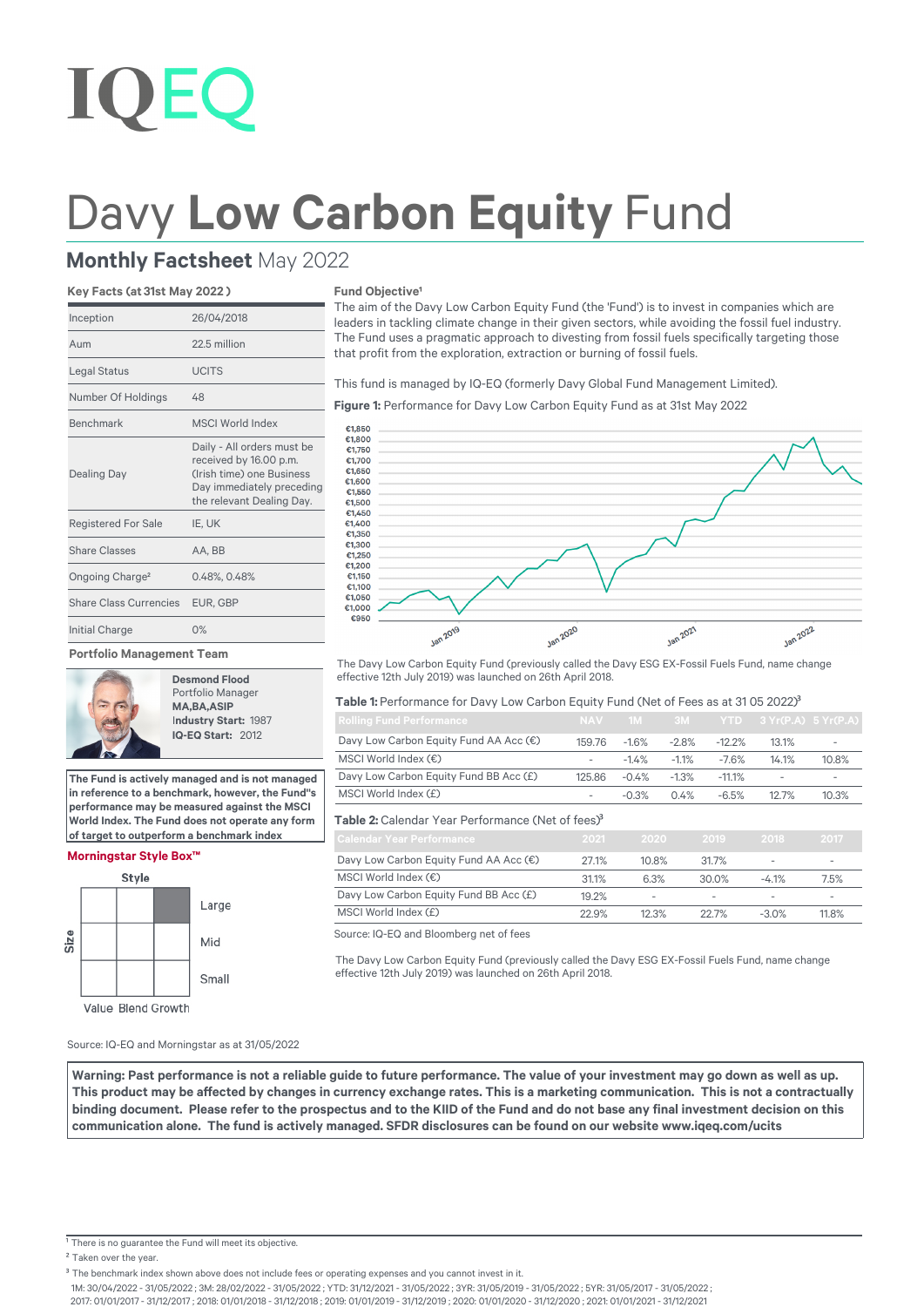# IQEQ

# Davy **Low Carbon Equity** Fund

## **Monthly Factsheet** May 2022

### Key Facts (at 31st May 2022 )

| | |
|---|---|
| Inception | 26/04/2018 |
| Aum | 22.5 million |
| Legal Status | UCITS |
| Number Of Holdings | 48 |
| Benchmark | MSCI World Index |
| Dealing Day | Daily - All orders must be received by 16.00 p.m. (Irish time) one Business Day immediately preceding the relevant Dealing Day. |
| Registered For Sale | IE, UK |
| Share Classes | AA, BB |
| Ongoing Charge[2] | 0.48%, 0.48% |
| Share Class Currencies | EUR, GBP |
| Initial Charge | 0% |

### Portfolio Management Team

**Desmond Flood**
Portfolio Manager
**MA,BA,ASIP**
Industry Start: 1987
**IQ-EQ Start:** 2012

**The Fund is actively managed and is not managed in reference to a benchmark, however, the Fund"s performance may be measured against the MSCI World Index. The Fund does not operate any form of target to outperform a benchmark index**

### Morningstar Style Box™

Style: Value, Blend, Growth — Size: Large, Mid, Small (highlighted: Large Growth)

Source: IQ-EQ and Morningstar as at 31/05/2022

### Fund Objective[1]

The aim of the Davy Low Carbon Equity Fund (the 'Fund') is to invest in companies which are leaders in tackling climate change in their given sectors, while avoiding the fossil fuel industry. The Fund uses a pragmatic approach to divesting from fossil fuels specifically targeting those that profit from the exploration, extraction or burning of fossil fuels.

This fund is managed by IQ-EQ (formerly Davy Global Fund Management Limited).

**Figure 1:** Performance for Davy Low Carbon Equity Fund as at 31st May 2022

The Davy Low Carbon Equity Fund (previously called the Davy ESG EX-Fossil Fuels Fund, name change effective 12th July 2019) was launched on 26th April 2018.

**Table 1:** Performance for Davy Low Carbon Equity Fund (Net of Fees as at 31 05 2022)[3]

| Rolling Fund Performance | NAV | 1M | 3M | YTD | 3 Yr(P.A) | 5 Yr(P.A) |
|---|---|---|---|---|---|---|
| Davy Low Carbon Equity Fund AA Acc (€) | 159.76 | -1.6% | -2.8% | -12.2% | 13.1% | - |
| MSCI World Index (€) | - | -1.4% | -1.1% | -7.6% | 14.1% | 10.8% |
| Davy Low Carbon Equity Fund BB Acc (£) | 125.86 | -0.4% | -1.3% | -11.1% | - | - |
| MSCI World Index (£) | - | -0.3% | 0.4% | -6.5% | 12.7% | 10.3% |

**Table 2:** Calendar Year Performance (Net of fees)[3]

| Calendar Year Performance | 2021 | 2020 | 2019 | 2018 | 2017 |
|---|---|---|---|---|---|
| Davy Low Carbon Equity Fund AA Acc (€) | 27.1% | 10.8% | 31.7% | - | - |
| MSCI World Index (€) | 31.1% | 6.3% | 30.0% | -4.1% | 7.5% |
| Davy Low Carbon Equity Fund BB Acc (£) | 19.2% | - | - | - | - |
| MSCI World Index (£) | 22.9% | 12.3% | 22.7% | -3.0% | 11.8% |

Source: IQ-EQ and Bloomberg net of fees

The Davy Low Carbon Equity Fund (previously called the Davy ESG EX-Fossil Fuels Fund, name change effective 12th July 2019) was launched on 26th April 2018.

**Warning: Past performance is not a reliable guide to future performance. The value of your investment may go down as well as up. This product may be affected by changes in currency exchange rates. This is a marketing communication. This is not a contractually binding document. Please refer to the prospectus and to the KIID of the Fund and do not base any final investment decision on this communication alone. The fund is actively managed. SFDR disclosures can be found on our website www.iqeq.com/ucits**

---

[1] There is no guarantee the Fund will meet its objective.

[2] Taken over the year.

[3] The benchmark index shown above does not include fees or operating expenses and you cannot invest in it.
1M: 30/04/2022 - 31/05/2022 ; 3M: 28/02/2022 - 31/05/2022 ; YTD: 31/12/2021 - 31/05/2022 ; 3YR: 31/05/2019 - 31/05/2022 ; 5YR: 31/05/2017 - 31/05/2022 ; 2017: 01/01/2017 - 31/12/2017 ; 2018: 01/01/2018 - 31/12/2018 ; 2019: 01/01/2019 - 31/12/2019 ; 2020: 01/01/2020 - 31/12/2020 ; 2021: 01/01/2021 - 31/12/2021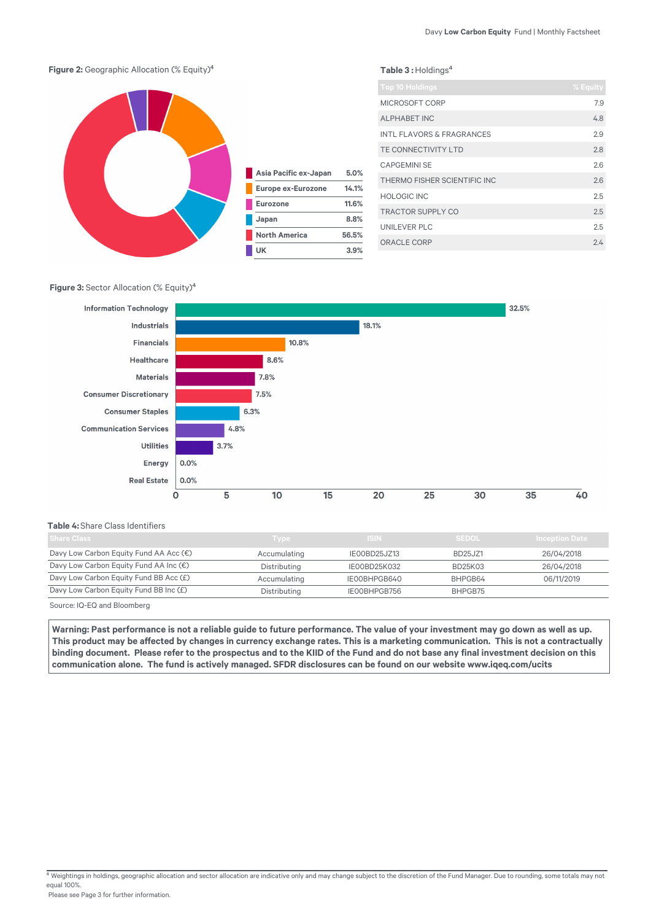**Figure 2:** Geographic Allocation (% Equity)[4]

| Region | % |
|---|---|
| Asia Pacific ex-Japan | 5.0% |
| Europe ex-Eurozone | 14.1% |
| Eurozone | 11.6% |
| Japan | 8.8% |
| North America | 56.5% |
| UK | 3.9% |

**Table 3 :** Holdings[4]

| Top 10 Holdings | % Equity |
|---|---|
| MICROSOFT CORP | 7.9 |
| ALPHABET INC | 4.8 |
| INTL FLAVORS & FRAGRANCES | 2.9 |
| TE CONNECTIVITY LTD | 2.8 |
| CAPGEMINI SE | 2.6 |
| THERMO FISHER SCIENTIFIC INC | 2.6 |
| HOLOGIC INC | 2.5 |
| TRACTOR SUPPLY CO | 2.5 |
| UNILEVER PLC | 2.5 |
| ORACLE CORP | 2.4 |

**Figure 3:** Sector Allocation (% Equity)[4]

| Sector | % |
|---|---|
| Information Technology | 32.5% |
| Industrials | 18.1% |
| Financials | 10.8% |
| Healthcare | 8.6% |
| Materials | 7.8% |
| Consumer Discretionary | 7.5% |
| Consumer Staples | 6.3% |
| Communication Services | 4.8% |
| Utilities | 3.7% |
| Energy | 0.0% |
| Real Estate | 0.0% |

**Table 4:** Share Class Identifiers

| Share Class | Type | ISIN | SEDOL | Inception Date |
|---|---|---|---|---|
| Davy Low Carbon Equity Fund AA Acc (€) | Accumulating | IE00BD25JZ13 | BD25JZ1 | 26/04/2018 |
| Davy Low Carbon Equity Fund AA Inc (€) | Distributing | IE00BD25K032 | BD25K03 | 26/04/2018 |
| Davy Low Carbon Equity Fund BB Acc (£) | Accumulating | IE00BHPGB640 | BHPGB64 | 06/11/2019 |
| Davy Low Carbon Equity Fund BB Inc (£) | Distributing | IE00BHPGB756 | BHPGB75 | |

Source: IQ-EQ and Bloomberg

**Warning: Past performance is not a reliable guide to future performance. The value of your investment may go down as well as up. This product may be affected by changes in currency exchange rates. This is a marketing communication. This is not a contractually binding document. Please refer to the prospectus and to the KIID of the Fund and do not base any final investment decision on this communication alone. The fund is actively managed. SFDR disclosures can be found on our website www.iqeq.com/ucits**

[4] Weightings in holdings, geographic allocation and sector allocation are indicative only and may change subject to the discretion of the Fund Manager. Due to rounding, some totals may not equal 100%.

Please see Page 3 for further information.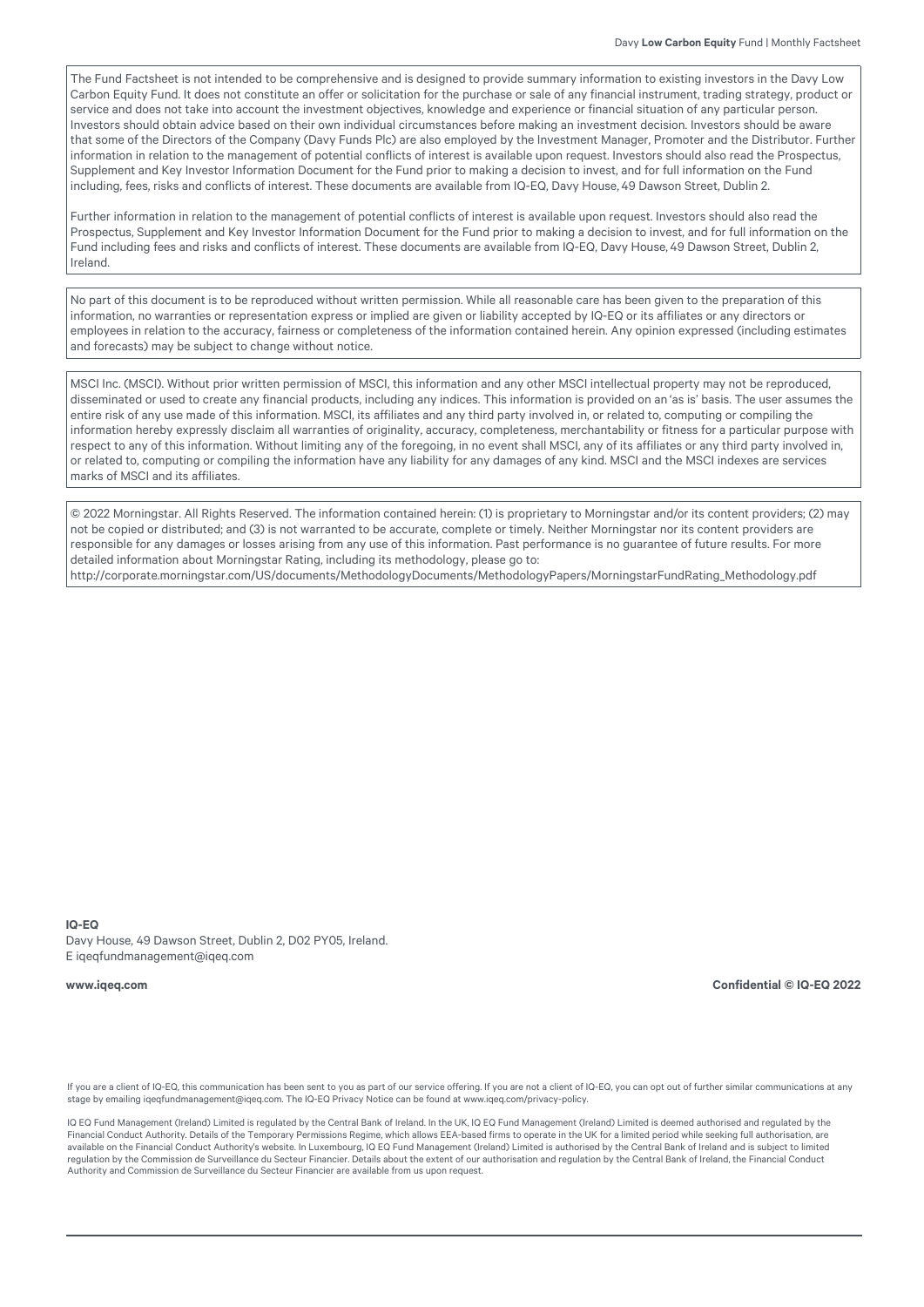The Fund Factsheet is not intended to be comprehensive and is designed to provide summary information to existing investors in the Davy Low Carbon Equity Fund. It does not constitute an offer or solicitation for the purchase or sale of any financial instrument, trading strategy, product or service and does not take into account the investment objectives, knowledge and experience or financial situation of any particular person. Investors should obtain advice based on their own individual circumstances before making an investment decision. Investors should be aware that some of the Directors of the Company (Davy Funds Plc) are also employed by the Investment Manager, Promoter and the Distributor. Further information in relation to the management of potential conflicts of interest is available upon request. Investors should also read the Prospectus, Supplement and Key Investor Information Document for the Fund prior to making a decision to invest, and for full information on the Fund including, fees, risks and conflicts of interest. These documents are available from IQ-EQ, Davy House, 49 Dawson Street, Dublin 2.

Further information in relation to the management of potential conflicts of interest is available upon request. Investors should also read the Prospectus, Supplement and Key Investor Information Document for the Fund prior to making a decision to invest, and for full information on the Fund including fees and risks and conflicts of interest. These documents are available from IQ-EQ, Davy House, 49 Dawson Street, Dublin 2, Ireland.

No part of this document is to be reproduced without written permission. While all reasonable care has been given to the preparation of this information, no warranties or representation express or implied are given or liability accepted by IQ-EQ or its affiliates or any directors or employees in relation to the accuracy, fairness or completeness of the information contained herein. Any opinion expressed (including estimates and forecasts) may be subject to change without notice.

MSCI Inc. (MSCI). Without prior written permission of MSCI, this information and any other MSCI intellectual property may not be reproduced, disseminated or used to create any financial products, including any indices. This information is provided on an 'as is' basis. The user assumes the entire risk of any use made of this information. MSCI, its affiliates and any third party involved in, or related to, computing or compiling the information hereby expressly disclaim all warranties of originality, accuracy, completeness, merchantability or fitness for a particular purpose with respect to any of this information. Without limiting any of the foregoing, in no event shall MSCI, any of its affiliates or any third party involved in, or related to, computing or compiling the information have any liability for any damages of any kind. MSCI and the MSCI indexes are services marks of MSCI and its affiliates.

© 2022 Morningstar. All Rights Reserved. The information contained herein: (1) is proprietary to Morningstar and/or its content providers; (2) may not be copied or distributed; and (3) is not warranted to be accurate, complete or timely. Neither Morningstar nor its content providers are responsible for any damages or losses arising from any use of this information. Past performance is no guarantee of future results. For more detailed information about Morningstar Rating, including its methodology, please go to:
http://corporate.morningstar.com/US/documents/MethodologyDocuments/MethodologyPapers/MorningstarFundRating_Methodology.pdf

**IQ-EQ**
Davy House, 49 Dawson Street, Dublin 2, D02 PY05, Ireland.
E iqeqfundmanagement@iqeq.com

**www.iqeq.com**

**Confidential © IQ-EQ 2022**

If you are a client of IQ-EQ, this communication has been sent to you as part of our service offering. If you are not a client of IQ-EQ, you can opt out of further similar communications at any stage by emailing iqeqfundmanagement@iqeq.com. The IQ-EQ Privacy Notice can be found at www.iqeq.com/privacy-policy.

IQ EQ Fund Management (Ireland) Limited is regulated by the Central Bank of Ireland. In the UK, IQ EQ Fund Management (Ireland) Limited is deemed authorised and regulated by the Financial Conduct Authority. Details of the Temporary Permissions Regime, which allows EEA-based firms to operate in the UK for a limited period while seeking full authorisation, are available on the Financial Conduct Authority's website. In Luxembourg, IQ EQ Fund Management (Ireland) Limited is authorised by the Central Bank of Ireland and is subject to limited regulation by the Commission de Surveillance du Secteur Financier. Details about the extent of our authorisation and regulation by the Central Bank of Ireland, the Financial Conduct Authority and Commission de Surveillance du Secteur Financier are available from us upon request.